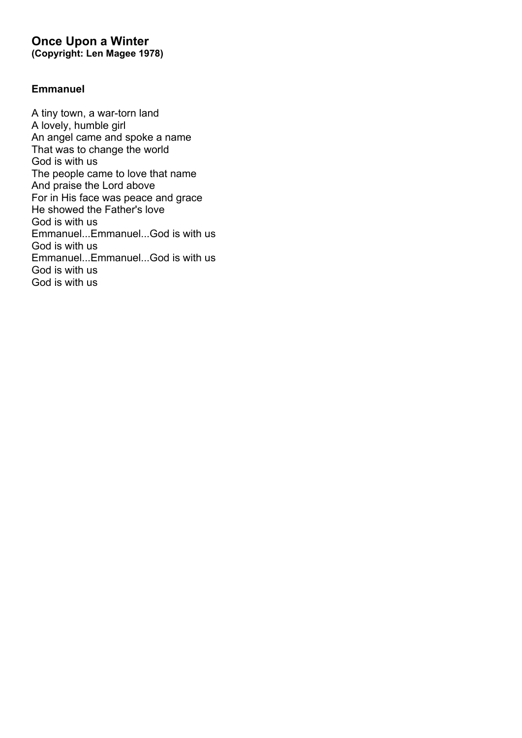# Once Upon a Winter
**(Copyright: Len Magee 1978)**

### Emmanuel

A tiny town, a war-torn land
A lovely, humble girl
An angel came and spoke a name
That was to change the world
God is with us
The people came to love that name
And praise the Lord above
For in His face was peace and grace
He showed the Father's love
God is with us
Emmanuel...Emmanuel...God is with us
God is with us
Emmanuel...Emmanuel...God is with us
God is with us
God is with us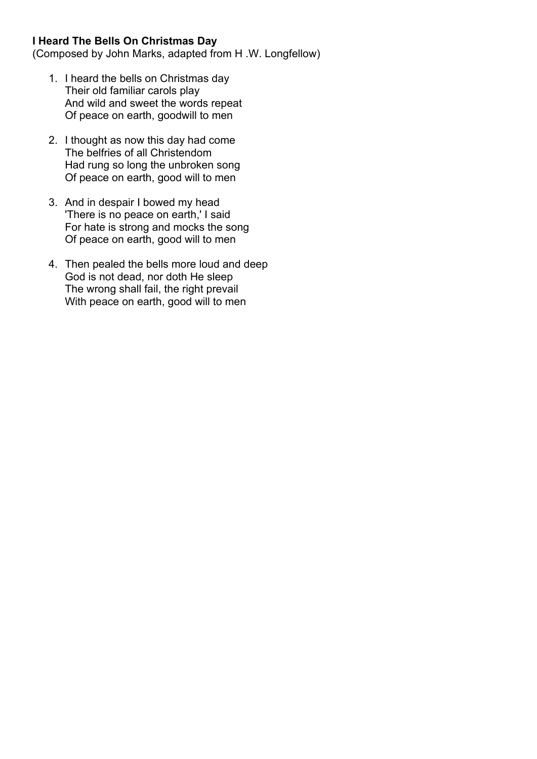**I Heard The Bells On Christmas Day**
(Composed by John Marks, adapted from H .W. Longfellow)

1. I heard the bells on Christmas day
   Their old familiar carols play
   And wild and sweet the words repeat
   Of peace on earth, goodwill to men

2. I thought as now this day had come
   The belfries of all Christendom
   Had rung so long the unbroken song
   Of peace on earth, good will to men

3. And in despair I bowed my head
   'There is no peace on earth,' I said
   For hate is strong and mocks the song
   Of peace on earth, good will to men

4. Then pealed the bells more loud and deep
   God is not dead, nor doth He sleep
   The wrong shall fail, the right prevail
   With peace on earth, good will to men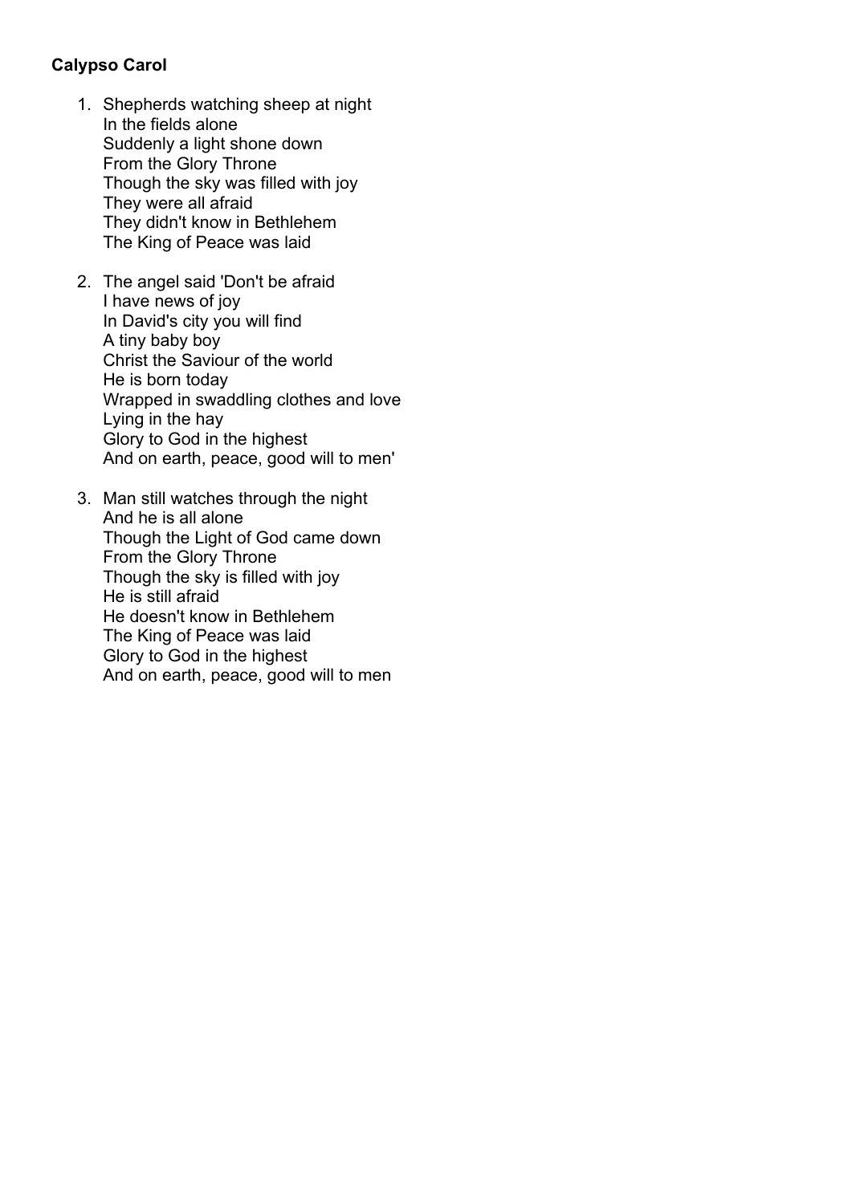**Calypso Carol**

1. Shepherds watching sheep at night
   In the fields alone
   Suddenly a light shone down
   From the Glory Throne
   Though the sky was filled with joy
   They were all afraid
   They didn't know in Bethlehem
   The King of Peace was laid

2. The angel said 'Don't be afraid
   I have news of joy
   In David's city you will find
   A tiny baby boy
   Christ the Saviour of the world
   He is born today
   Wrapped in swaddling clothes and love
   Lying in the hay
   Glory to God in the highest
   And on earth, peace, good will to men'

3. Man still watches through the night
   And he is all alone
   Though the Light of God came down
   From the Glory Throne
   Though the sky is filled with joy
   He is still afraid
   He doesn't know in Bethlehem
   The King of Peace was laid
   Glory to God in the highest
   And on earth, peace, good will to men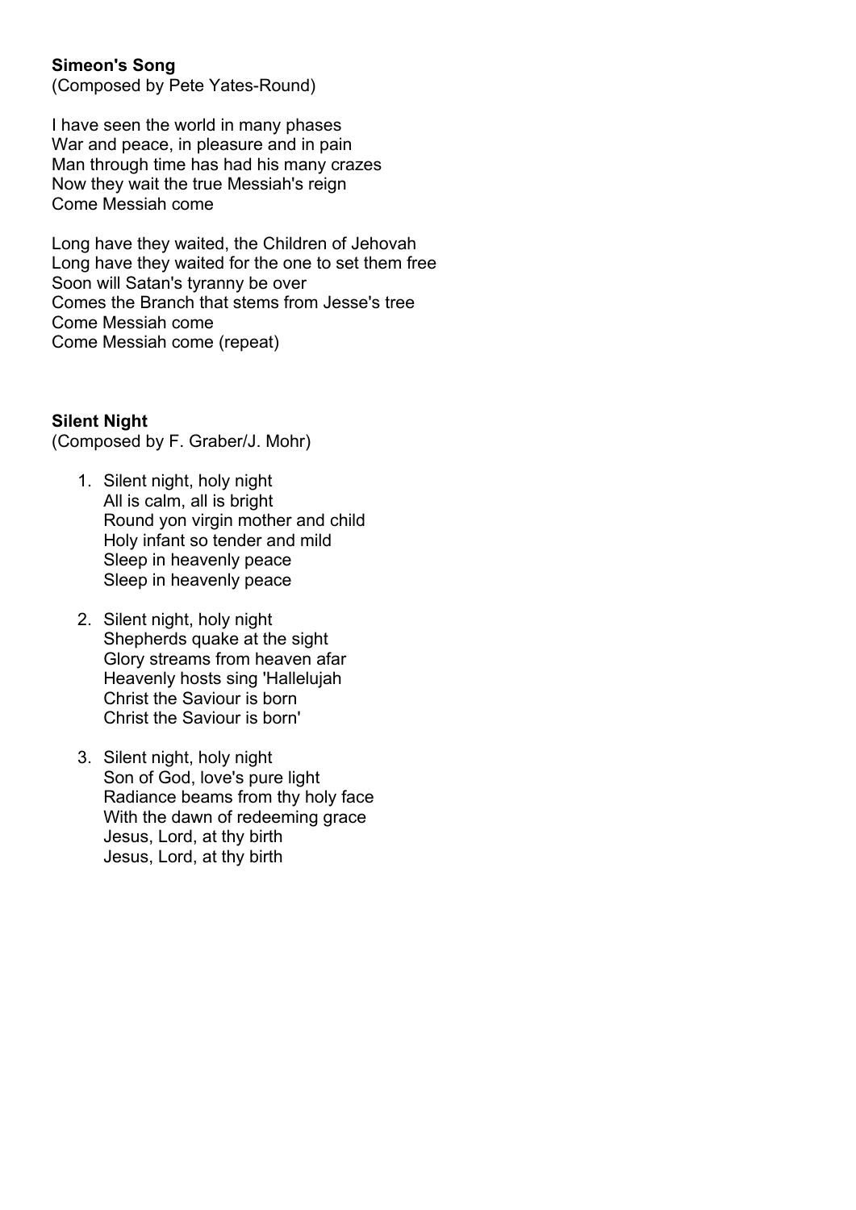**Simeon's Song**
(Composed by Pete Yates-Round)

I have seen the world in many phases
War and peace, in pleasure and in pain
Man through time has had his many crazes
Now they wait the true Messiah's reign
Come Messiah come

Long have they waited, the Children of Jehovah
Long have they waited for the one to set them free
Soon will Satan's tyranny be over
Comes the Branch that stems from Jesse's tree
Come Messiah come
Come Messiah come (repeat)

**Silent Night**
(Composed by F. Graber/J. Mohr)

1. Silent night, holy night
   All is calm, all is bright
   Round yon virgin mother and child
   Holy infant so tender and mild
   Sleep in heavenly peace
   Sleep in heavenly peace

2. Silent night, holy night
   Shepherds quake at the sight
   Glory streams from heaven afar
   Heavenly hosts sing 'Hallelujah
   Christ the Saviour is born
   Christ the Saviour is born'

3. Silent night, holy night
   Son of God, love's pure light
   Radiance beams from thy holy face
   With the dawn of redeeming grace
   Jesus, Lord, at thy birth
   Jesus, Lord, at thy birth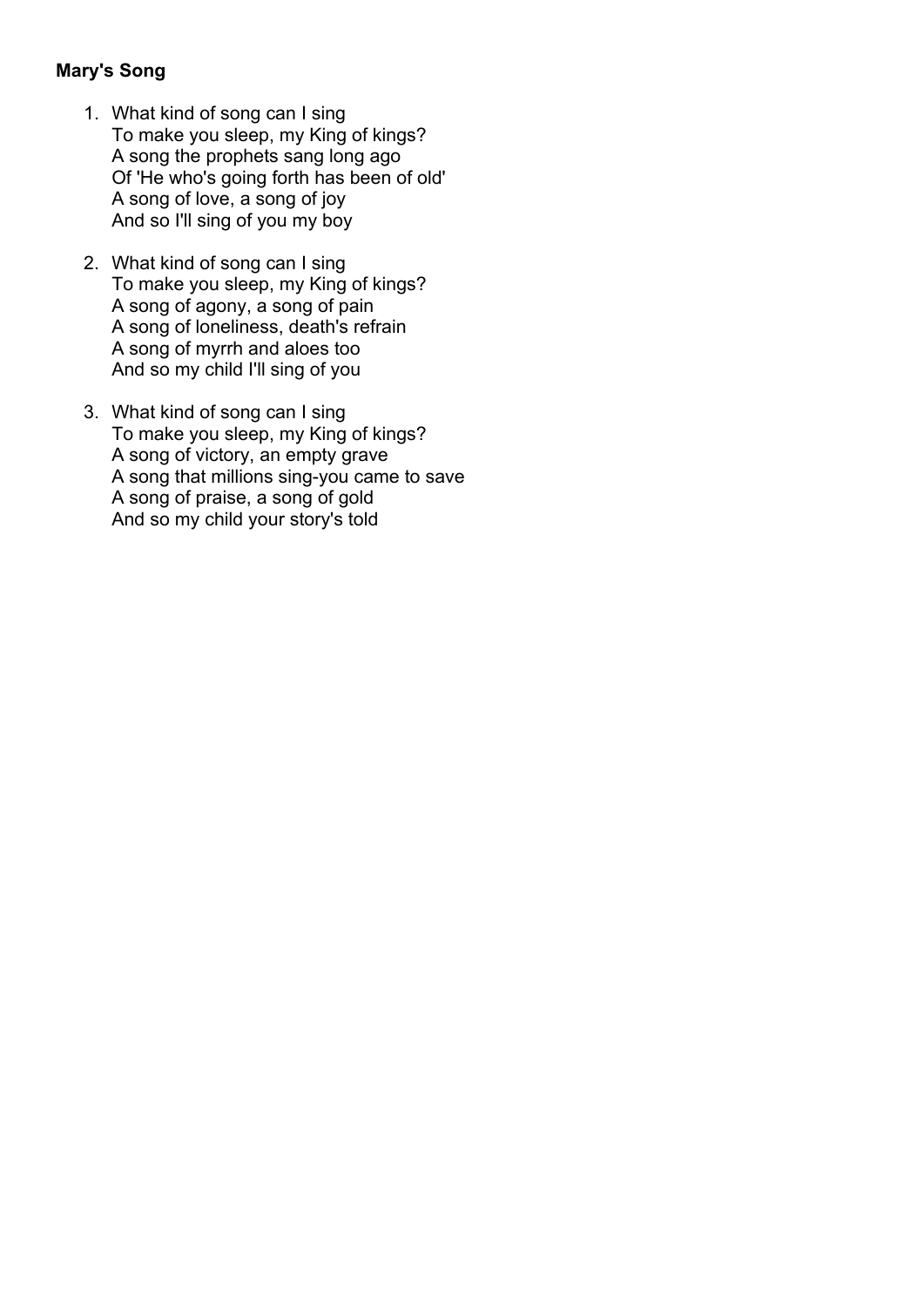**Mary's Song**

1. What kind of song can I sing  
   To make you sleep, my King of kings?  
   A song the prophets sang long ago  
   Of 'He who's going forth has been of old'  
   A song of love, a song of joy  
   And so I'll sing of you my boy

2. What kind of song can I sing  
   To make you sleep, my King of kings?  
   A song of agony, a song of pain  
   A song of loneliness, death's refrain  
   A song of myrrh and aloes too  
   And so my child I'll sing of you

3. What kind of song can I sing  
   To make you sleep, my King of kings?  
   A song of victory, an empty grave  
   A song that millions sing-you came to save  
   A song of praise, a song of gold  
   And so my child your story's told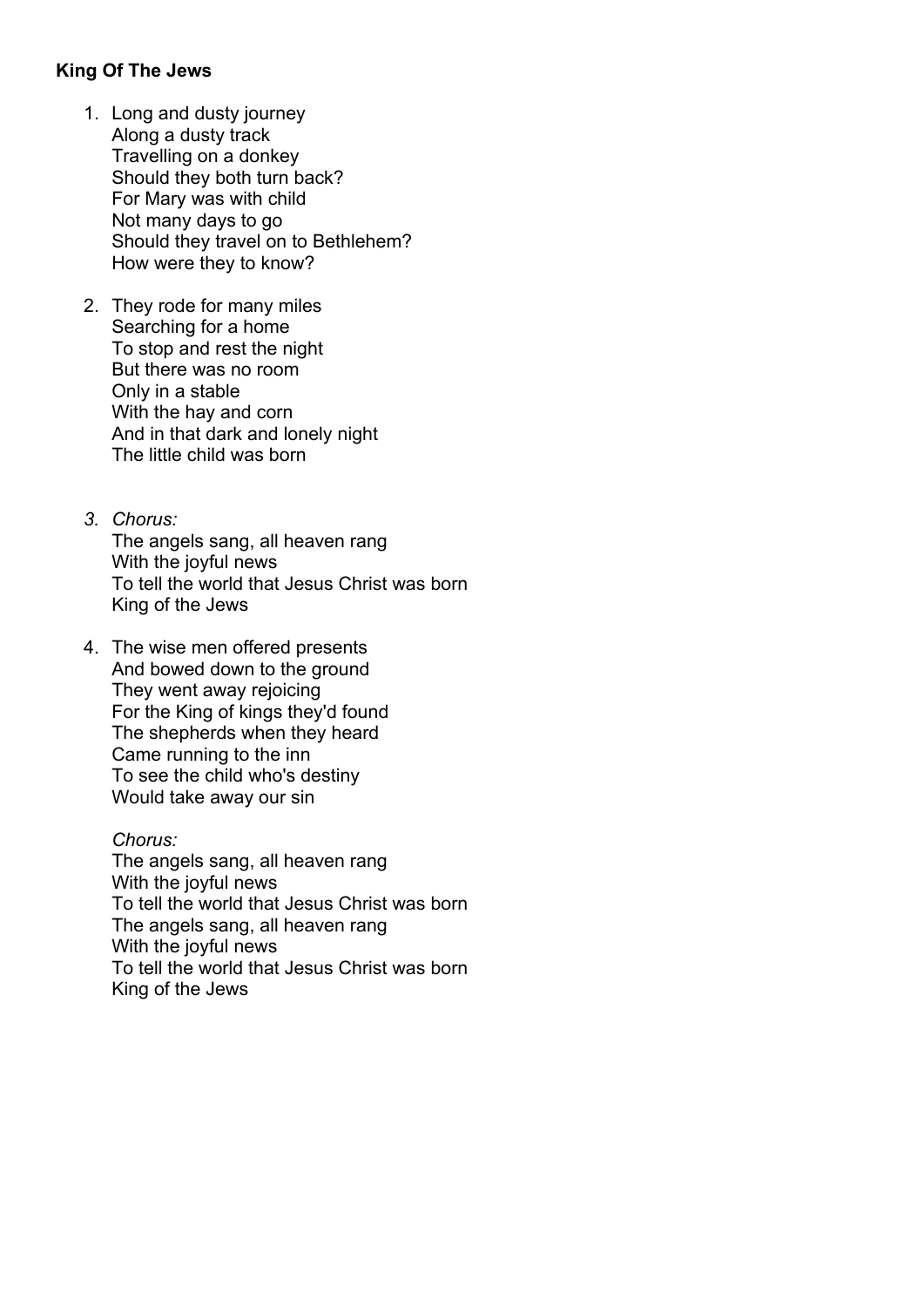**King Of The Jews**

1. Long and dusty journey
   Along a dusty track
   Travelling on a donkey
   Should they both turn back?
   For Mary was with child
   Not many days to go
   Should they travel on to Bethlehem?
   How were they to know?

2. They rode for many miles
   Searching for a home
   To stop and rest the night
   But there was no room
   Only in a stable
   With the hay and corn
   And in that dark and lonely night
   The little child was born

3. *Chorus:*
   The angels sang, all heaven rang
   With the joyful news
   To tell the world that Jesus Christ was born
   King of the Jews

4. The wise men offered presents
   And bowed down to the ground
   They went away rejoicing
   For the King of kings they'd found
   The shepherds when they heard
   Came running to the inn
   To see the child who's destiny
   Would take away our sin

   *Chorus:*
   The angels sang, all heaven rang
   With the joyful news
   To tell the world that Jesus Christ was born
   The angels sang, all heaven rang
   With the joyful news
   To tell the world that Jesus Christ was born
   King of the Jews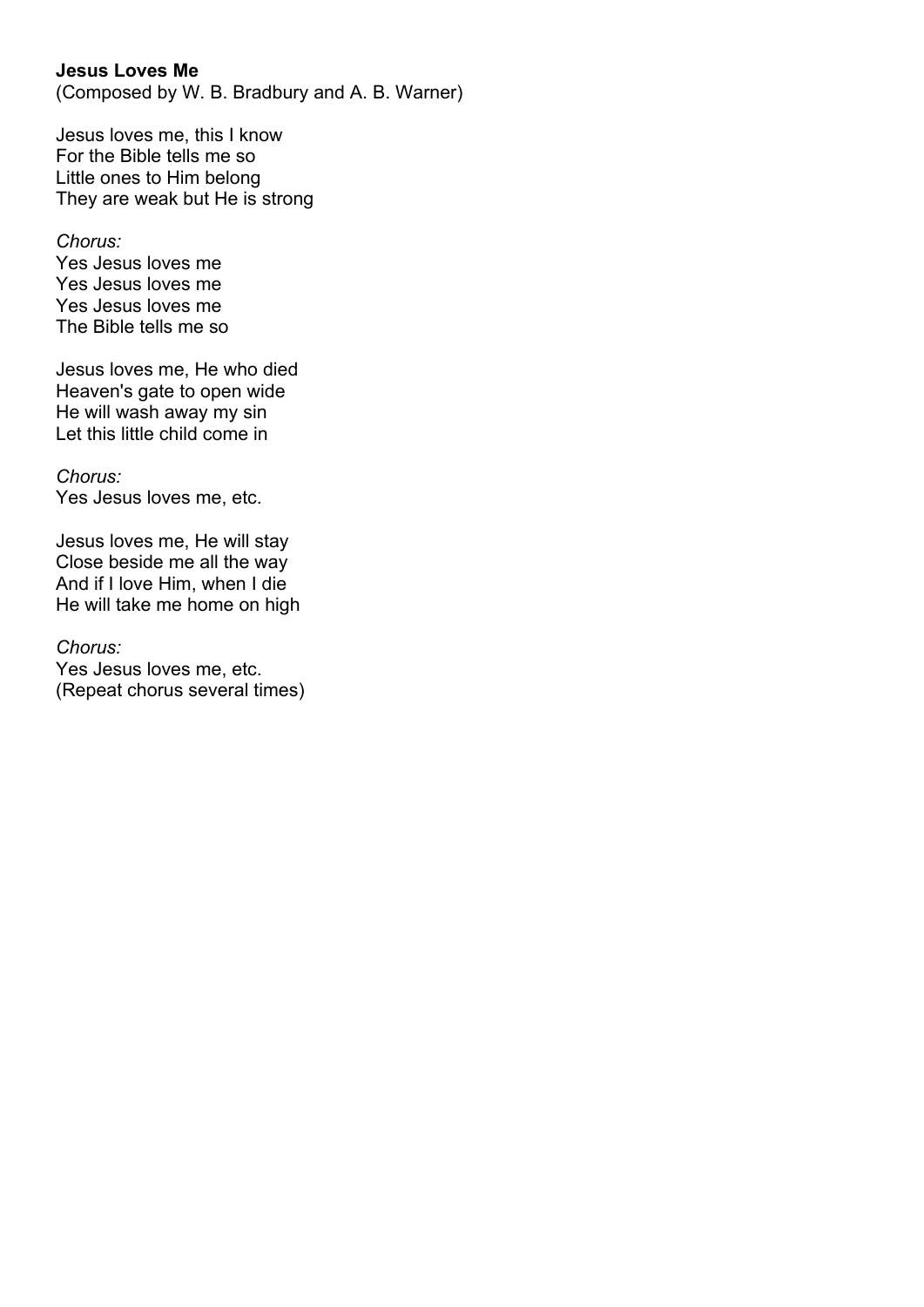**Jesus Loves Me**
(Composed by W. B. Bradbury and A. B. Warner)

Jesus loves me, this I know
For the Bible tells me so
Little ones to Him belong
They are weak but He is strong

*Chorus:*
Yes Jesus loves me
Yes Jesus loves me
Yes Jesus loves me
The Bible tells me so

Jesus loves me, He who died
Heaven's gate to open wide
He will wash away my sin
Let this little child come in

*Chorus:*
Yes Jesus loves me, etc.

Jesus loves me, He will stay
Close beside me all the way
And if I love Him, when I die
He will take me home on high

*Chorus:*
Yes Jesus loves me, etc.
(Repeat chorus several times)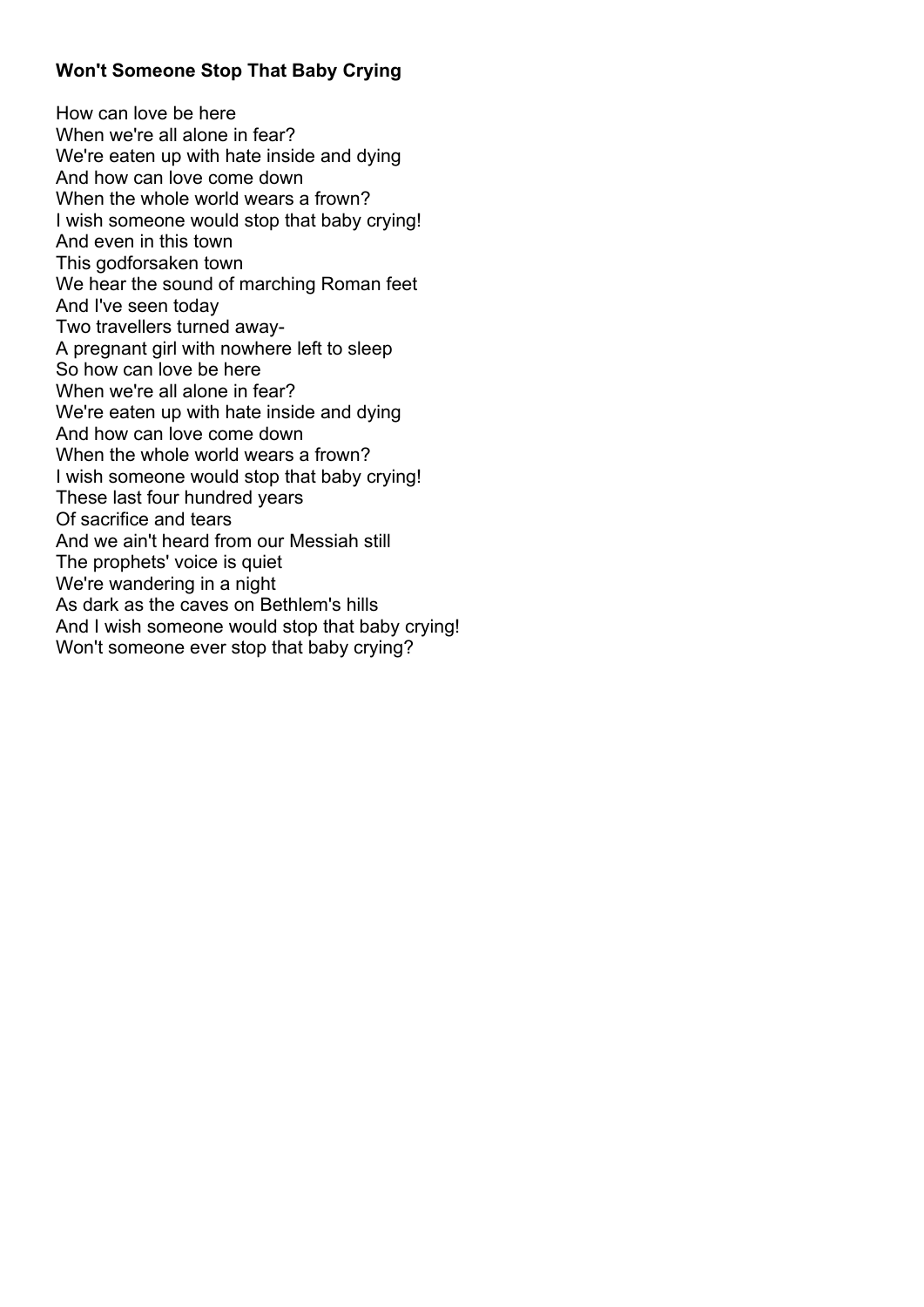**Won't Someone Stop That Baby Crying**

How can love be here  
When we're all alone in fear?  
We're eaten up with hate inside and dying  
And how can love come down  
When the whole world wears a frown?  
I wish someone would stop that baby crying!  
And even in this town  
This godforsaken town  
We hear the sound of marching Roman feet  
And I've seen today  
Two travellers turned away-  
A pregnant girl with nowhere left to sleep  
So how can love be here  
When we're all alone in fear?  
We're eaten up with hate inside and dying  
And how can love come down  
When the whole world wears a frown?  
I wish someone would stop that baby crying!  
These last four hundred years  
Of sacrifice and tears  
And we ain't heard from our Messiah still  
The prophets' voice is quiet  
We're wandering in a night  
As dark as the caves on Bethlem's hills  
And I wish someone would stop that baby crying!  
Won't someone ever stop that baby crying?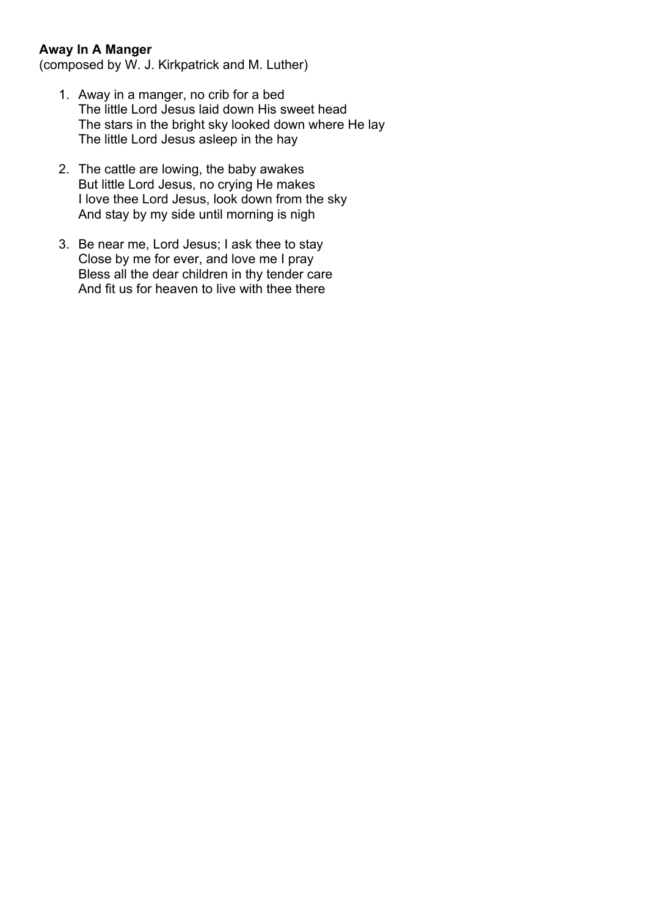**Away In A Manger**
(composed by W. J. Kirkpatrick and M. Luther)

1. Away in a manger, no crib for a bed
   The little Lord Jesus laid down His sweet head
   The stars in the bright sky looked down where He lay
   The little Lord Jesus asleep in the hay

2. The cattle are lowing, the baby awakes
   But little Lord Jesus, no crying He makes
   I love thee Lord Jesus, look down from the sky
   And stay by my side until morning is nigh

3. Be near me, Lord Jesus; I ask thee to stay
   Close by me for ever, and love me I pray
   Bless all the dear children in thy tender care
   And fit us for heaven to live with thee there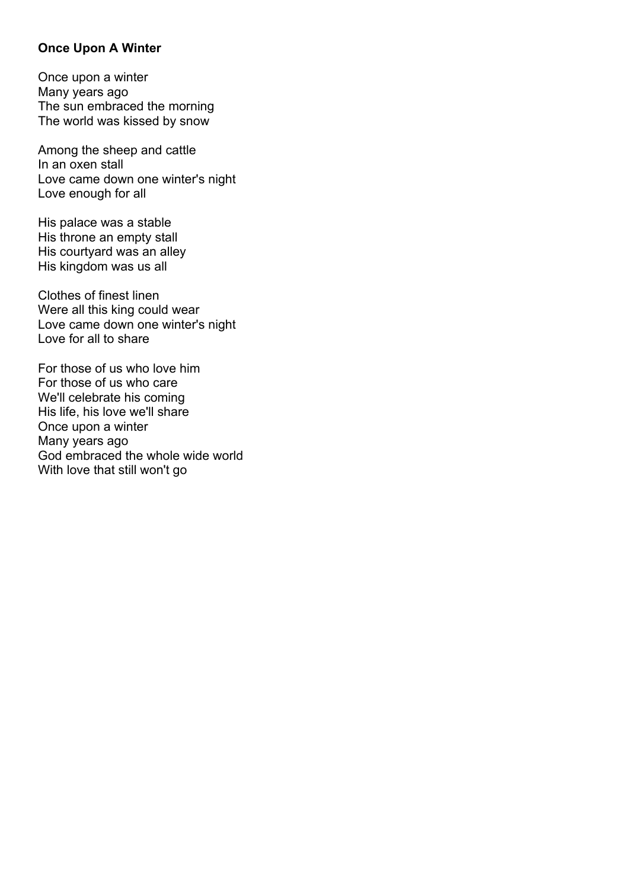**Once Upon A Winter**

Once upon a winter
Many years ago
The sun embraced the morning
The world was kissed by snow

Among the sheep and cattle
In an oxen stall
Love came down one winter's night
Love enough for all

His palace was a stable
His throne an empty stall
His courtyard was an alley
His kingdom was us all

Clothes of finest linen
Were all this king could wear
Love came down one winter's night
Love for all to share

For those of us who love him
For those of us who care
We'll celebrate his coming
His life, his love we'll share
Once upon a winter
Many years ago
God embraced the whole wide world
With love that still won't go